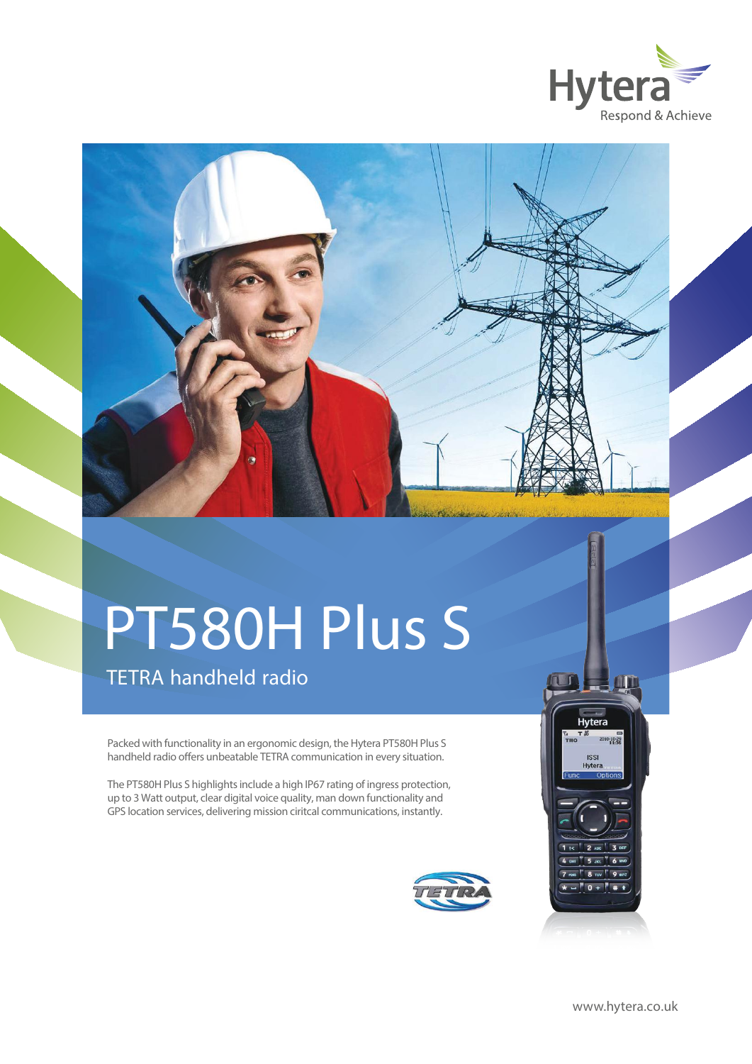Hytera

Respond & Achieve

# PT580H Plus S

## TETRA handheld radio

Packed with functionality in an ergonomic design, the Hytera PT580H Plus S handheld radio offers unbeatable TETRA communication in every situation.

The PT580H Plus S highlights include a high IP67 rating of ingress protection, up to 3 Watt output, clear digital voice quality, man down functionality and GPS location services, delivering mission ciritcal communications, instantly.

www.hytera.co.uk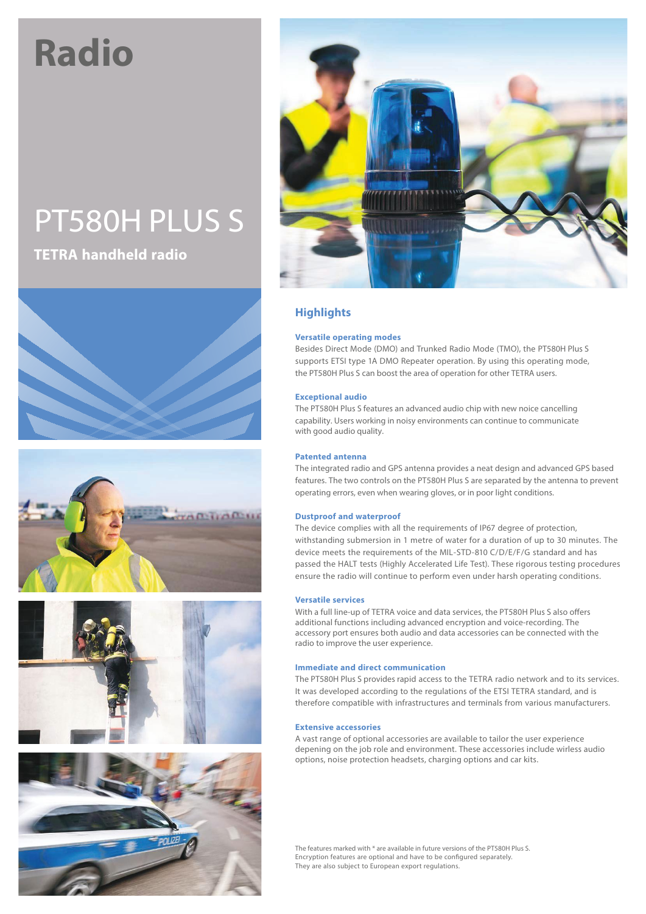# Radio

## PT580H PLUS S

**TETRA handheld radio**

## Highlights

### Versatile operating modes

Besides Direct Mode (DMO) and Trunked Radio Mode (TMO), the PT580H Plus S supports ETSI type 1A DMO Repeater operation. By using this operating mode, the PT580H Plus S can boost the area of operation for other TETRA users.

### Exceptional audio

The PT580H Plus S features an advanced audio chip with new noice cancelling capability. Users working in noisy environments can continue to communicate with good audio quality.

### Patented antenna

The integrated radio and GPS antenna provides a neat design and advanced GPS based features. The two controls on the PT580H Plus S are separated by the antenna to prevent operating errors, even when wearing gloves, or in poor light conditions.

### Dustproof and waterproof

The device complies with all the requirements of IP67 degree of protection, withstanding submersion in 1 metre of water for a duration of up to 30 minutes. The device meets the requirements of the MIL-STD-810 C/D/E/F/G standard and has passed the HALT tests (Highly Accelerated Life Test). These rigorous testing procedures ensure the radio will continue to perform even under harsh operating conditions.

### Versatile services

With a full line-up of TETRA voice and data services, the PT580H Plus S also offers additional functions including advanced encryption and voice-recording. The accessory port ensures both audio and data accessories can be connected with the radio to improve the user experience.

### Immediate and direct communication

The PT580H Plus S provides rapid access to the TETRA radio network and to its services. It was developed according to the regulations of the ETSI TETRA standard, and is therefore compatible with infrastructures and terminals from various manufacturers.

### Extensive accessories

A vast range of optional accessories are available to tailor the user experience depening on the job role and environment. These accessories include wirless audio options, noise protection headsets, charging options and car kits.

The features marked with * are available in future versions of the PT580H Plus S.
Encryption features are optional and have to be configured separately.
They are also subject to European export regulations.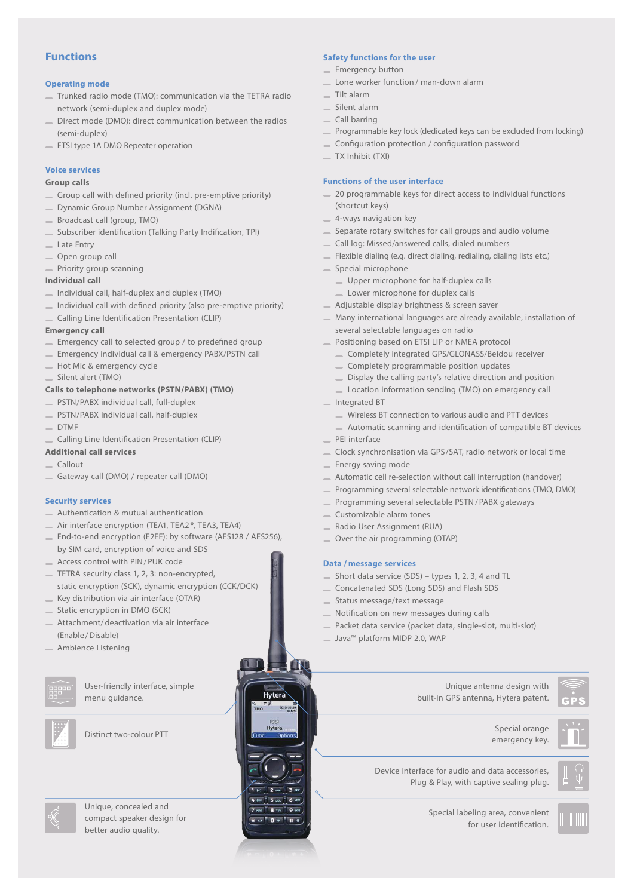# Functions

## Operating mode

- Trunked radio mode (TMO): communication via the TETRA radio network (semi-duplex and duplex mode)
- Direct mode (DMO): direct communication between the radios (semi-duplex)
- ETSI type 1A DMO Repeater operation

## Voice services

**Group calls**

- Group call with defined priority (incl. pre-emptive priority)
- Dynamic Group Number Assignment (DGNA)
- Broadcast call (group, TMO)
- Subscriber identification (Talking Party Indification, TPI)
- Late Entry
- Open group call
- Priority group scanning

**Individual call**

- Individual call, half-duplex and duplex (TMO)
- Individual call with defined priority (also pre-emptive priority)
- Calling Line Identification Presentation (CLIP)

**Emergency call**

- Emergency call to selected group / to predefined group
- Emergency individual call & emergency PABX/PSTN call
- Hot Mic & emergency cycle
- Silent alert (TMO)

**Calls to telephone networks (PSTN/PABX) (TMO)**

- PSTN/PABX individual call, full-duplex
- PSTN/PABX individual call, half-duplex
- DTMF
- Calling Line Identification Presentation (CLIP)

**Additional call services**

- Callout
- Gateway call (DMO) / repeater call (DMO)

## Security services

- Authentication & mutual authentication
- Air interface encryption (TEA1, TEA2*, TEA3, TEA4)
- End-to-end encryption (E2EE): by software (AES128 / AES256), by SIM card, encryption of voice and SDS
- Access control with PIN / PUK code
- TETRA security class 1, 2, 3: non-encrypted, static encryption (SCK), dynamic encryption (CCK/DCK)
- Key distribution via air interface (OTAR)
- Static encryption in DMO (SCK)
- Attachment/ deactivation via air interface (Enable / Disable)
- Ambience Listening

## Safety functions for the user

- Emergency button
- Lone worker function / man-down alarm
- Tilt alarm
- Silent alarm
- Call barring
- Programmable key lock (dedicated keys can be excluded from locking)
- Configuration protection / configuration password
- TX Inhibit (TXI)

## Functions of the user interface

- 20 programmable keys for direct access to individual functions (shortcut keys)
- 4-ways navigation key
- Separate rotary switches for call groups and audio volume
- Call log: Missed/answered calls, dialed numbers
- Flexible dialing (e.g. direct dialing, redialing, dialing lists etc.)
- Special microphone
  - Upper microphone for half-duplex calls
  - Lower microphone for duplex calls
- Adjustable display brightness & screen saver
- Many international languages are already available, installation of several selectable languages on radio
- Positioning based on ETSI LIP or NMEA protocol
  - Completely integrated GPS/GLONASS/Beidou receiver
  - Completely programmable position updates
  - Display the calling party's relative direction and position
  - Location information sending (TMO) on emergency call
- Integrated BT
  - Wireless BT connection to various audio and PTT devices
  - Automatic scanning and identification of compatible BT devices
- PEI interface
- Clock synchronisation via GPS/SAT, radio network or local time
- Energy saving mode
- Automatic cell re-selection without call interruption (handover)
- Programming several selectable network identifications (TMO, DMO)
- Programming several selectable PSTN / PABX gateways
- Customizable alarm tones
- Radio User Assignment (RUA)
- Over the air programming (OTAP)

## Data / message services

- Short data service (SDS) – types 1, 2, 3, 4 and TL
- Concatenated SDS (Long SDS) and Flash SDS
- Status message/text message
- Notification on new messages during calls
- Packet data service (packet data, single-slot, multi-slot)
- Java™ platform MIDP 2.0, WAP

User-friendly interface, simple menu guidance.

Distinct two-colour PTT

Unique, concealed and compact speaker design for better audio quality.

Unique antenna design with built-in GPS antenna, Hytera patent.

Special orange emergency key.

Device interface for audio and data accessories, Plug & Play, with captive sealing plug.

Special labeling area, convenient for user identification.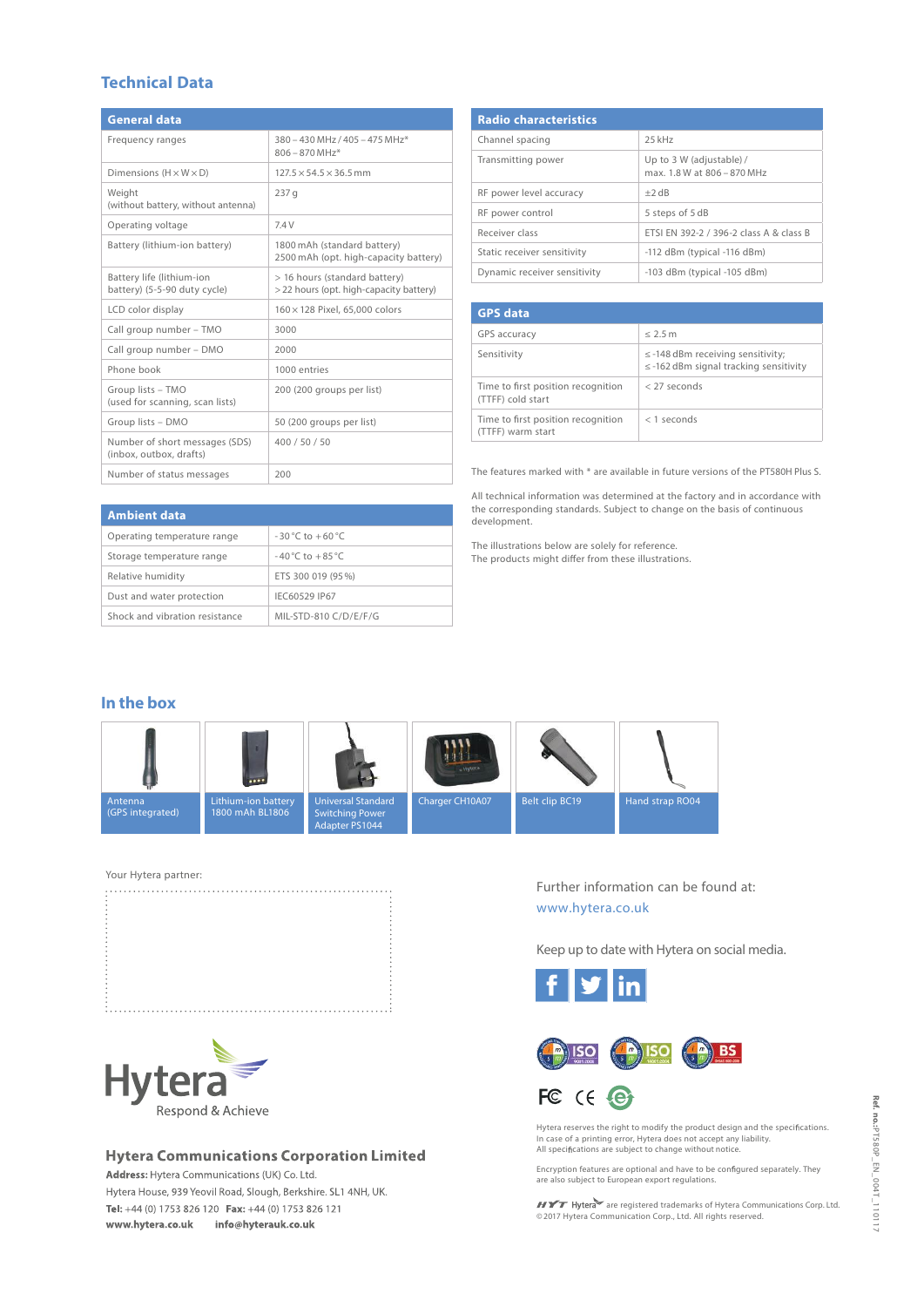## Technical Data

| General data | |
|---|---|
| Frequency ranges | 380 – 430 MHz / 405 – 475 MHz* 806 – 870 MHz* |
| Dimensions (H × W × D) | 127.5 × 54.5 × 36.5 mm |
| Weight (without battery, without antenna) | 237 g |
| Operating voltage | 7.4 V |
| Battery (lithium-ion battery) | 1800 mAh (standard battery) 2500 mAh (opt. high-capacity battery) |
| Battery life (lithium-ion battery) (5-5-90 duty cycle) | > 16 hours (standard battery) > 22 hours (opt. high-capacity battery) |
| LCD color display | 160 × 128 Pixel, 65,000 colors |
| Call group number – TMO | 3000 |
| Call group number – DMO | 2000 |
| Phone book | 1000 entries |
| Group lists – TMO (used for scanning, scan lists) | 200 (200 groups per list) |
| Group lists – DMO | 50 (200 groups per list) |
| Number of short messages (SDS) (inbox, outbox, drafts) | 400 / 50 / 50 |
| Number of status messages | 200 |

| Ambient data | |
|---|---|
| Operating temperature range | -30 °C to +60 °C |
| Storage temperature range | -40 °C to +85 °C |
| Relative humidity | ETS 300 019 (95 %) |
| Dust and water protection | IEC60529 IP67 |
| Shock and vibration resistance | MIL-STD-810 C/D/E/F/G |

| Radio characteristics | |
|---|---|
| Channel spacing | 25 kHz |
| Transmitting power | Up to 3 W (adjustable) / max. 1.8 W at 806 – 870 MHz |
| RF power level accuracy | ±2 dB |
| RF power control | 5 steps of 5 dB |
| Receiver class | ETSI EN 392-2 / 396-2 class A & class B |
| Static receiver sensitivity | -112 dBm (typical -116 dBm) |
| Dynamic receiver sensitivity | -103 dBm (typical -105 dBm) |

| GPS data | |
|---|---|
| GPS accuracy | ≤ 2.5 m |
| Sensitivity | ≤ -148 dBm receiving sensitivity; ≤ -162 dBm signal tracking sensitivity |
| Time to first position recognition (TTFF) cold start | < 27 seconds |
| Time to first position recognition (TTFF) warm start | < 1 seconds |

The features marked with * are available in future versions of the PT580H Plus S.

All technical information was determined at the factory and in accordance with the corresponding standards. Subject to change on the basis of continuous development.

The illustrations below are solely for reference.
The products might differ from these illustrations.

## In the box

- Antenna (GPS integrated)
- Lithium-ion battery 1800 mAh BL1806
- Universal Standard Switching Power Adapter PS1044
- Charger CH10A07
- Belt clip BC19
- Hand strap RO04

Your Hytera partner:

Further information can be found at:
www.hytera.co.uk

Keep up to date with Hytera on social media.

Hytera
Respond & Achieve

**Hytera Communications Corporation Limited**
**Address:** Hytera Communications (UK) Co. Ltd.
Hytera House, 939 Yeovil Road, Slough, Berkshire. SL1 4NH, UK.
**Tel:** +44 (0) 1753 826 120 **Fax:** +44 (0) 1753 826 121
**www.hytera.co.uk** **info@hyterauk.co.uk**

Hytera reserves the right to modify the product design and the specifications. In case of a printing error, Hytera does not accept any liability. All specifications are subject to change without notice.

Encryption features are optional and have to be configured separately. They are also subject to European export regulations.

HYT Hytera are registered trademarks of Hytera Communications Corp. Ltd.
© 2017 Hytera Communication Corp., Ltd. All rights reserved.

Ref. no.:PT580P_EN_004T_110117